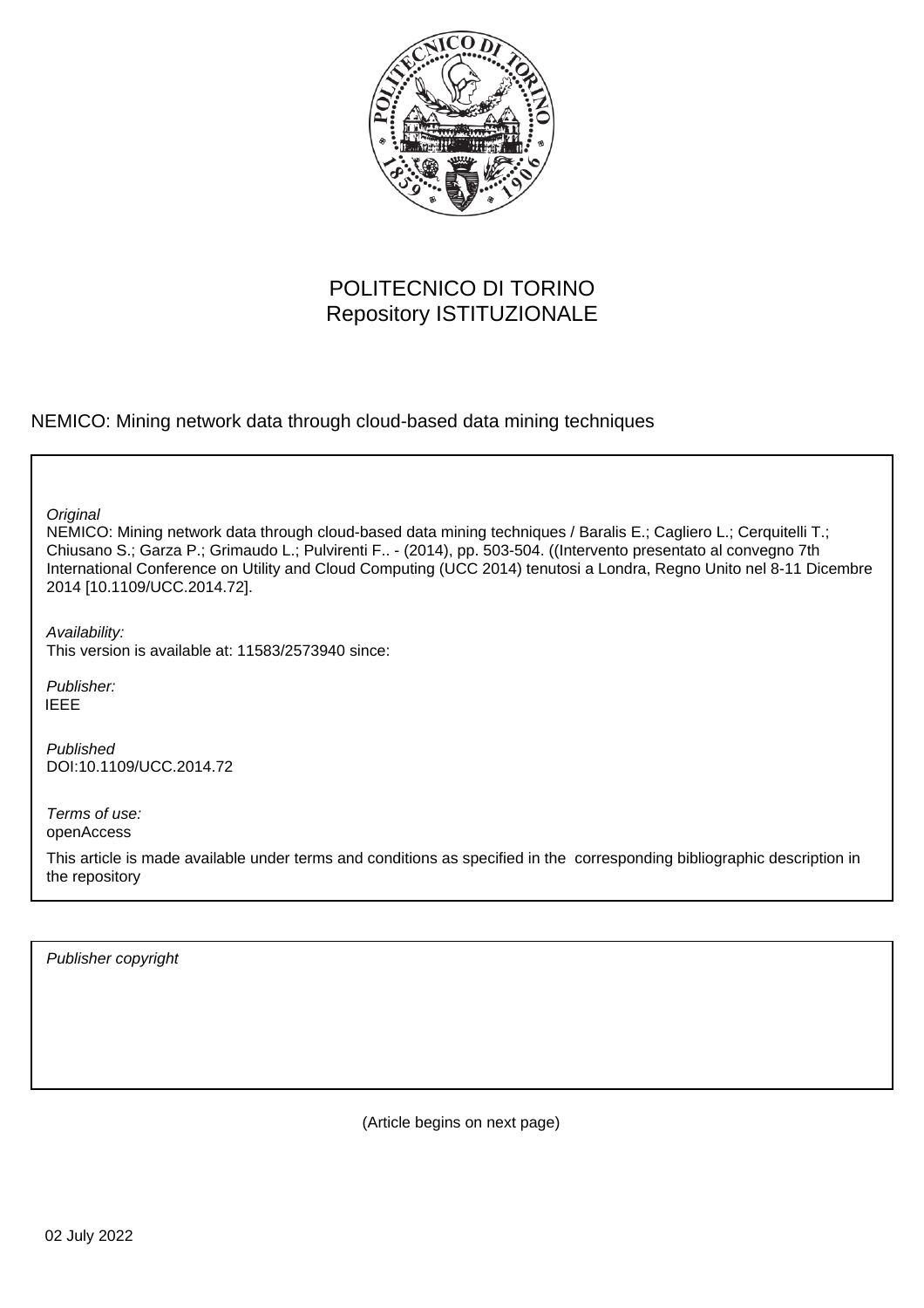POLITECNICO DI TORINO
Repository ISTITUZIONALE

NEMICO: Mining network data through cloud-based data mining techniques

*Original*
NEMICO: Mining network data through cloud-based data mining techniques / Baralis E.; Cagliero L.; Cerquitelli T.; Chiusano S.; Garza P.; Grimaudo L.; Pulvirenti F.. - (2014), pp. 503-504. ((Intervento presentato al convegno 7th International Conference on Utility and Cloud Computing (UCC 2014) tenutosi a Londra, Regno Unito nel 8-11 Dicembre 2014 [10.1109/UCC.2014.72].

*Availability:*
This version is available at: 11583/2573940 since:

*Publisher:*
IEEE

*Published*
DOI:10.1109/UCC.2014.72

*Terms of use:*
openAccess

This article is made available under terms and conditions as specified in the corresponding bibliographic description in the repository

*Publisher copyright*

(Article begins on next page)

02 July 2022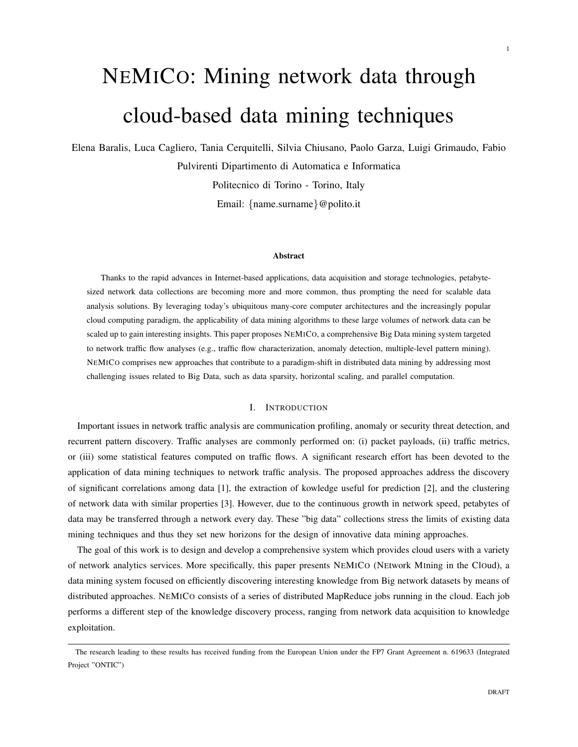# NEMICO: Mining network data through cloud-based data mining techniques

Elena Baralis, Luca Cagliero, Tania Cerquitelli, Silvia Chiusano, Paolo Garza, Luigi Grimaudo, Fabio Pulvirenti Dipartimento di Automatica e Informatica

Politecnico di Torino - Torino, Italy

Email: {name.surname}@polito.it

### Abstract

Thanks to the rapid advances in Internet-based applications, data acquisition and storage technologies, petabyte-sized network data collections are becoming more and more common, thus prompting the need for scalable data analysis solutions. By leveraging today's ubiquitous many-core computer architectures and the increasingly popular cloud computing paradigm, the applicability of data mining algorithms to these large volumes of network data can be scaled up to gain interesting insights. This paper proposes NEMICO, a comprehensive Big Data mining system targeted to network traffic flow analyses (e.g., traffic flow characterization, anomaly detection, multiple-level pattern mining). NEMICO comprises new approaches that contribute to a paradigm-shift in distributed data mining by addressing most challenging issues related to Big Data, such as data sparsity, horizontal scaling, and parallel computation.

## I. INTRODUCTION

Important issues in network traffic analysis are communication profiling, anomaly or security threat detection, and recurrent pattern discovery. Traffic analyses are commonly performed on: (i) packet payloads, (ii) traffic metrics, or (iii) some statistical features computed on traffic flows. A significant research effort has been devoted to the application of data mining techniques to network traffic analysis. The proposed approaches address the discovery of significant correlations among data [1], the extraction of kowledge useful for prediction [2], and the clustering of network data with similar properties [3]. However, due to the continuous growth in network speed, petabytes of data may be transferred through a network every day. These "big data" collections stress the limits of existing data mining techniques and thus they set new horizons for the design of innovative data mining approaches.

The goal of this work is to design and develop a comprehensive system which provides cloud users with a variety of network analytics services. More specifically, this paper presents NEMICO (NEtwork MIning in the ClOud), a data mining system focused on efficiently discovering interesting knowledge from Big network datasets by means of distributed approaches. NEMICO consists of a series of distributed MapReduce jobs running in the cloud. Each job performs a different step of the knowledge discovery process, ranging from network data acquisition to knowledge exploitation.

The research leading to these results has received funding from the European Union under the FP7 Grant Agreement n. 619633 (Integrated Project "ONTIC")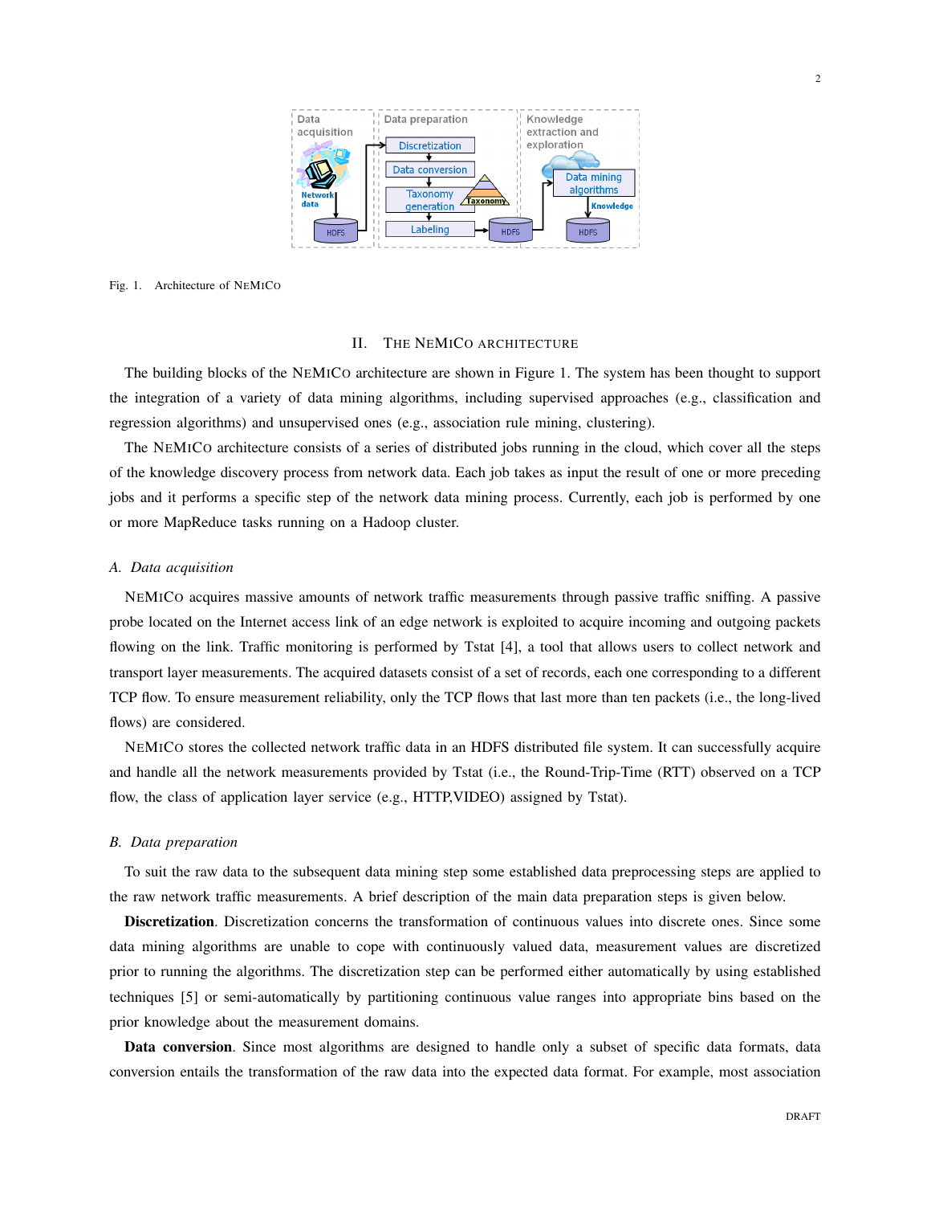Fig. 1. Architecture of NEMICO

## II. THE NEMICO ARCHITECTURE

The building blocks of the NEMICO architecture are shown in Figure 1. The system has been thought to support the integration of a variety of data mining algorithms, including supervised approaches (e.g., classification and regression algorithms) and unsupervised ones (e.g., association rule mining, clustering).

The NEMICO architecture consists of a series of distributed jobs running in the cloud, which cover all the steps of the knowledge discovery process from network data. Each job takes as input the result of one or more preceding jobs and it performs a specific step of the network data mining process. Currently, each job is performed by one or more MapReduce tasks running on a Hadoop cluster.

### A. Data acquisition

NEMICO acquires massive amounts of network traffic measurements through passive traffic sniffing. A passive probe located on the Internet access link of an edge network is exploited to acquire incoming and outgoing packets flowing on the link. Traffic monitoring is performed by Tstat [4], a tool that allows users to collect network and transport layer measurements. The acquired datasets consist of a set of records, each one corresponding to a different TCP flow. To ensure measurement reliability, only the TCP flows that last more than ten packets (i.e., the long-lived flows) are considered.

NEMICO stores the collected network traffic data in an HDFS distributed file system. It can successfully acquire and handle all the network measurements provided by Tstat (i.e., the Round-Trip-Time (RTT) observed on a TCP flow, the class of application layer service (e.g., HTTP,VIDEO) assigned by Tstat).

### B. Data preparation

To suit the raw data to the subsequent data mining step some established data preprocessing steps are applied to the raw network traffic measurements. A brief description of the main data preparation steps is given below.

**Discretization**. Discretization concerns the transformation of continuous values into discrete ones. Since some data mining algorithms are unable to cope with continuously valued data, measurement values are discretized prior to running the algorithms. The discretization step can be performed either automatically by using established techniques [5] or semi-automatically by partitioning continuous value ranges into appropriate bins based on the prior knowledge about the measurement domains.

**Data conversion**. Since most algorithms are designed to handle only a subset of specific data formats, data conversion entails the transformation of the raw data into the expected data format. For example, most association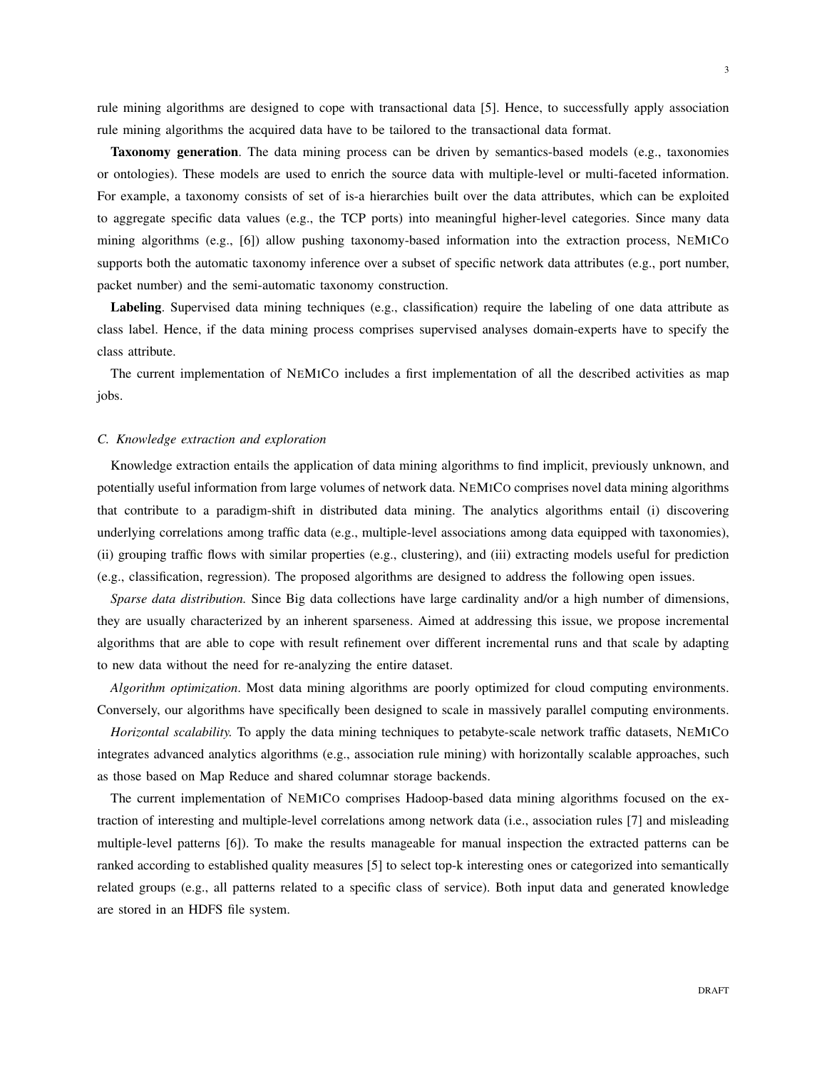rule mining algorithms are designed to cope with transactional data [5]. Hence, to successfully apply association rule mining algorithms the acquired data have to be tailored to the transactional data format.

**Taxonomy generation**. The data mining process can be driven by semantics-based models (e.g., taxonomies or ontologies). These models are used to enrich the source data with multiple-level or multi-faceted information. For example, a taxonomy consists of set of is-a hierarchies built over the data attributes, which can be exploited to aggregate specific data values (e.g., the TCP ports) into meaningful higher-level categories. Since many data mining algorithms (e.g., [6]) allow pushing taxonomy-based information into the extraction process, NEMICO supports both the automatic taxonomy inference over a subset of specific network data attributes (e.g., port number, packet number) and the semi-automatic taxonomy construction.

**Labeling**. Supervised data mining techniques (e.g., classification) require the labeling of one data attribute as class label. Hence, if the data mining process comprises supervised analyses domain-experts have to specify the class attribute.

The current implementation of NEMICO includes a first implementation of all the described activities as map jobs.

### C. Knowledge extraction and exploration

Knowledge extraction entails the application of data mining algorithms to find implicit, previously unknown, and potentially useful information from large volumes of network data. NEMICO comprises novel data mining algorithms that contribute to a paradigm-shift in distributed data mining. The analytics algorithms entail (i) discovering underlying correlations among traffic data (e.g., multiple-level associations among data equipped with taxonomies), (ii) grouping traffic flows with similar properties (e.g., clustering), and (iii) extracting models useful for prediction (e.g., classification, regression). The proposed algorithms are designed to address the following open issues.

*Sparse data distribution.* Since Big data collections have large cardinality and/or a high number of dimensions, they are usually characterized by an inherent sparseness. Aimed at addressing this issue, we propose incremental algorithms that are able to cope with result refinement over different incremental runs and that scale by adapting to new data without the need for re-analyzing the entire dataset.

*Algorithm optimization*. Most data mining algorithms are poorly optimized for cloud computing environments. Conversely, our algorithms have specifically been designed to scale in massively parallel computing environments.

*Horizontal scalability.* To apply the data mining techniques to petabyte-scale network traffic datasets, NEMICO integrates advanced analytics algorithms (e.g., association rule mining) with horizontally scalable approaches, such as those based on Map Reduce and shared columnar storage backends.

The current implementation of NEMICO comprises Hadoop-based data mining algorithms focused on the extraction of interesting and multiple-level correlations among network data (i.e., association rules [7] and misleading multiple-level patterns [6]). To make the results manageable for manual inspection the extracted patterns can be ranked according to established quality measures [5] to select top-k interesting ones or categorized into semantically related groups (e.g., all patterns related to a specific class of service). Both input data and generated knowledge are stored in an HDFS file system.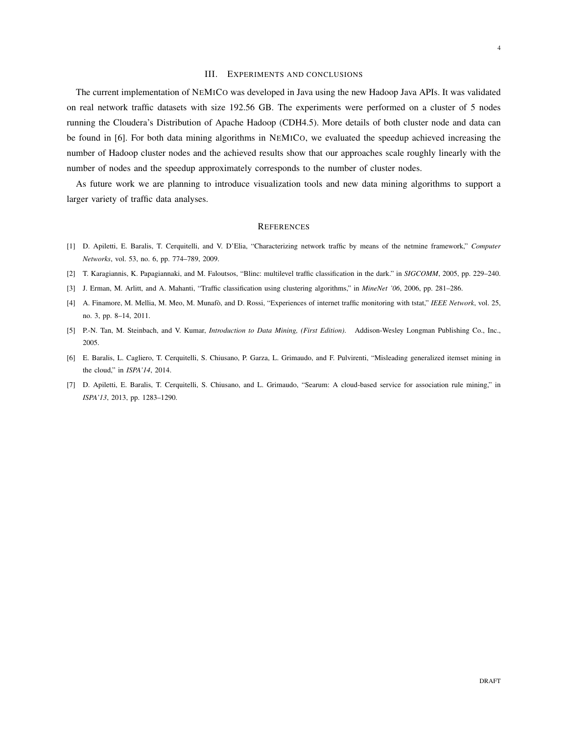## III. Experiments and conclusions

The current implementation of NeMiCo was developed in Java using the new Hadoop Java APIs. It was validated on real network traffic datasets with size 192.56 GB. The experiments were performed on a cluster of 5 nodes running the Cloudera's Distribution of Apache Hadoop (CDH4.5). More details of both cluster node and data can be found in [6]. For both data mining algorithms in NeMiCo, we evaluated the speedup achieved increasing the number of Hadoop cluster nodes and the achieved results show that our approaches scale roughly linearly with the number of nodes and the speedup approximately corresponds to the number of cluster nodes.

As future work we are planning to introduce visualization tools and new data mining algorithms to support a larger variety of traffic data analyses.

## References

[1] D. Apiletti, E. Baralis, T. Cerquitelli, and V. D'Elia, "Characterizing network traffic by means of the netmine framework," *Computer Networks*, vol. 53, no. 6, pp. 774–789, 2009.

[2] T. Karagiannis, K. Papagiannaki, and M. Faloutsos, "Blinc: multilevel traffic classification in the dark." in *SIGCOMM*, 2005, pp. 229–240.

[3] J. Erman, M. Arlitt, and A. Mahanti, "Traffic classification using clustering algorithms," in *MineNet '06*, 2006, pp. 281–286.

[4] A. Finamore, M. Mellia, M. Meo, M. Munafò, and D. Rossi, "Experiences of internet traffic monitoring with tstat," *IEEE Network*, vol. 25, no. 3, pp. 8–14, 2011.

[5] P.-N. Tan, M. Steinbach, and V. Kumar, *Introduction to Data Mining, (First Edition)*. Addison-Wesley Longman Publishing Co., Inc., 2005.

[6] E. Baralis, L. Cagliero, T. Cerquitelli, S. Chiusano, P. Garza, L. Grimaudo, and F. Pulvirenti, "Misleading generalized itemset mining in the cloud," in *ISPA'14*, 2014.

[7] D. Apiletti, E. Baralis, T. Cerquitelli, S. Chiusano, and L. Grimaudo, "Searum: A cloud-based service for association rule mining," in *ISPA'13*, 2013, pp. 1283–1290.